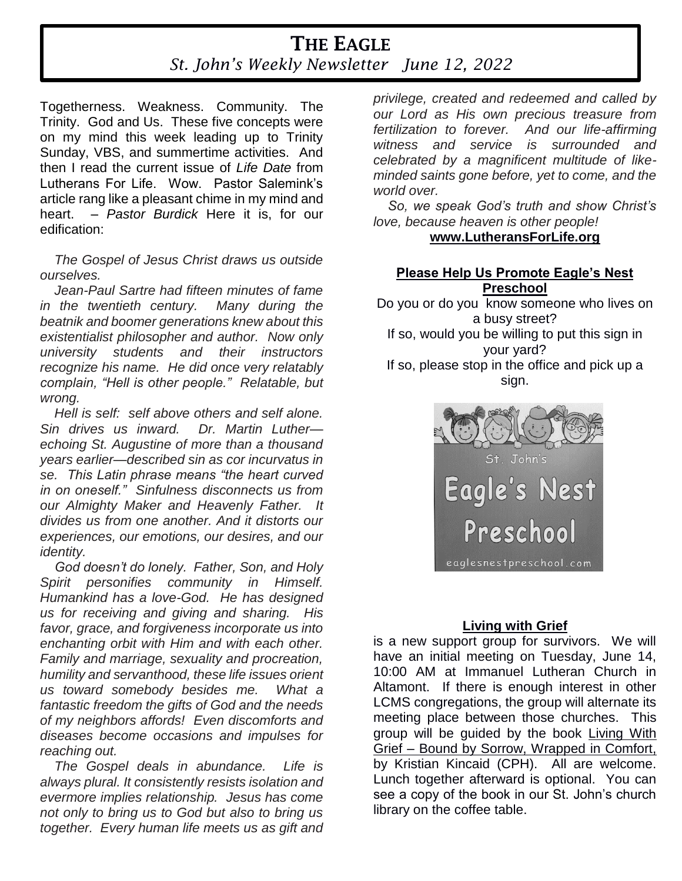# THE EAGLE

*St. John's Weekly Newsletter June 12, 2022*

Togetherness. Weakness. Community. The Trinity. God and Us. These five concepts were on my mind this week leading up to Trinity Sunday, VBS, and summertime activities. And then I read the current issue of *Life Date* from Lutherans For Life. Wow. Pastor Salemink's article rang like a pleasant chime in my mind and heart. – *Pastor Burdick* Here it is, for our edification:

*The Gospel of Jesus Christ draws us outside ourselves.*

*Jean-Paul Sartre had fifteen minutes of fame in the twentieth century. Many during the beatnik and boomer generations knew about this existentialist philosopher and author. Now only university students and their instructors recognize his name. He did once very relatably complain, "Hell is other people." Relatable, but wrong.*

*Hell is self: self above others and self alone. Sin drives us inward. Dr. Martin Luther—echoing St. Augustine of more than a thousand years earlier—described sin as cor incurvatus in se. This Latin phrase means "the heart curved in on oneself." Sinfulness disconnects us from our Almighty Maker and Heavenly Father. It divides us from one another. And it distorts our experiences, our emotions, our desires, and our identity.*

*God doesn't do lonely. Father, Son, and Holy Spirit personifies community in Himself. Humankind has a love-God. He has designed us for receiving and giving and sharing. His favor, grace, and forgiveness incorporate us into enchanting orbit with Him and with each other. Family and marriage, sexuality and procreation, humility and servanthood, these life issues orient us toward somebody besides me. What a fantastic freedom the gifts of God and the needs of my neighbors affords! Even discomforts and diseases become occasions and impulses for reaching out.*

*The Gospel deals in abundance. Life is always plural. It consistently resists isolation and evermore implies relationship. Jesus has come not only to bring us to God but also to bring us together. Every human life meets us as gift and privilege, created and redeemed and called by our Lord as His own precious treasure from fertilization to forever. And our life-affirming witness and service is surrounded and celebrated by a magnificent multitude of like-minded saints gone before, yet to come, and the world over.*

*So, we speak God's truth and show Christ's love, because heaven is other people!*

**www.LutheransForLife.org**

### Please Help Us Promote Eagle's Nest Preschool

Do you or do you know someone who lives on a busy street?

If so, would you be willing to put this sign in your yard?

If so, please stop in the office and pick up a sign.

St. John's Eagle's Nest Preschool

eaglesnestpreschool.com

### Living with Grief

is a new support group for survivors. We will have an initial meeting on Tuesday, June 14, 10:00 AM at Immanuel Lutheran Church in Altamont. If there is enough interest in other LCMS congregations, the group will alternate its meeting place between those churches. This group will be guided by the book Living With Grief – Bound by Sorrow, Wrapped in Comfort, by Kristian Kincaid (CPH). All are welcome. Lunch together afterward is optional. You can see a copy of the book in our St. John's church library on the coffee table.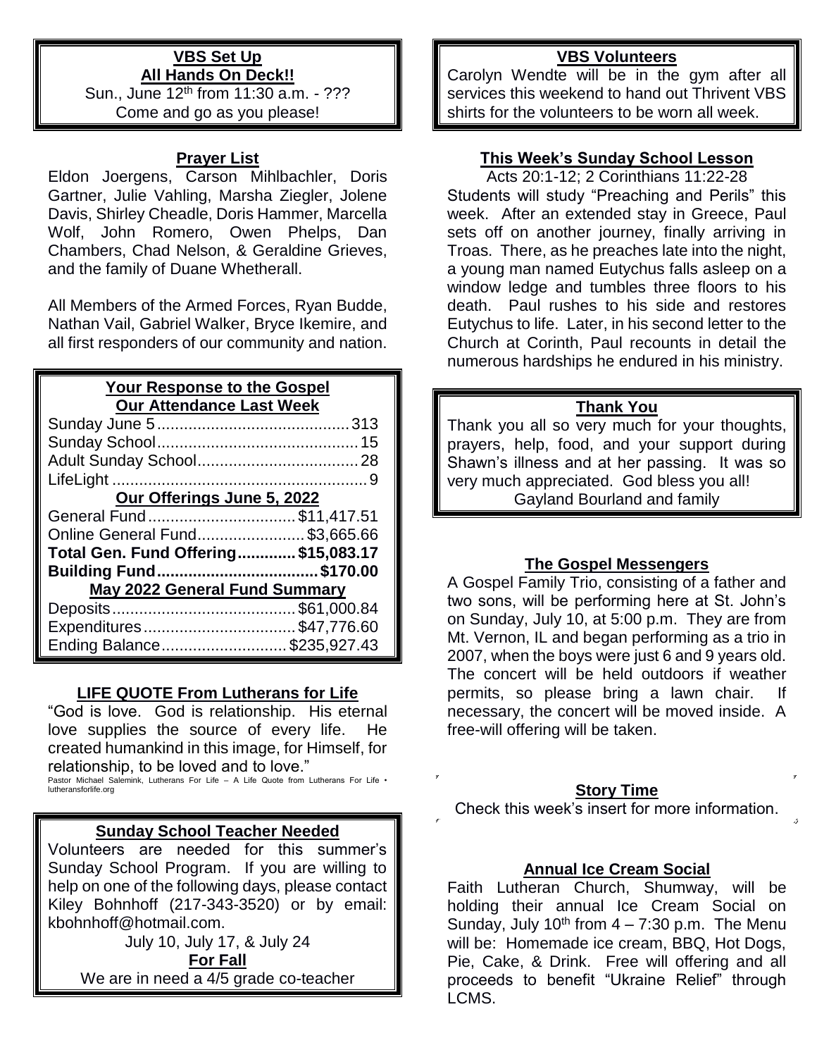## VBS Set Up
## All Hands On Deck!!

Sun., June 12th from 11:30 a.m. - ???

Come and go as you please!

## Prayer List

Eldon Joergens, Carson Mihlbachler, Doris Gartner, Julie Vahling, Marsha Ziegler, Jolene Davis, Shirley Cheadle, Doris Hammer, Marcella Wolf, John Romero, Owen Phelps, Dan Chambers, Chad Nelson, & Geraldine Grieves, and the family of Duane Whetherall.

All Members of the Armed Forces, Ryan Budde, Nathan Vail, Gabriel Walker, Bryce Ikemire, and all first responders of our community and nation.

## Your Response to the Gospel

### Our Attendance Last Week

| | |
|---|---|
| Sunday June 5 | 313 |
| Sunday School | 15 |
| Adult Sunday School | 28 |
| LifeLight | 9 |

### Our Offerings June 5, 2022

| | |
|---|---|
| General Fund | $11,417.51 |
| Online General Fund | $3,665.66 |
| **Total Gen. Fund Offering** | **$15,083.17** |
| **Building Fund** | **$170.00** |

### May 2022 General Fund Summary

| | |
|---|---|
| Deposits | $61,000.84 |
| Expenditures | $47,776.60 |
| Ending Balance | $235,927.43 |

## LIFE QUOTE From Lutherans for Life

"God is love. God is relationship. His eternal love supplies the source of every life. He created humankind in this image, for Himself, for relationship, to be loved and to love."

Pastor Michael Salemink, Lutherans For Life – A Life Quote from Lutherans For Life • lutheransforlife.org

## Sunday School Teacher Needed

Volunteers are needed for this summer's Sunday School Program. If you are willing to help on one of the following days, please contact Kiley Bohnhoff (217-343-3520) or by email: kbohnhoff@hotmail.com.

July 10, July 17, & July 24

**For Fall**

We are in need a 4/5 grade co-teacher

## VBS Volunteers

Carolyn Wendte will be in the gym after all services this weekend to hand out Thrivent VBS shirts for the volunteers to be worn all week.

## This Week's Sunday School Lesson

Acts 20:1-12; 2 Corinthians 11:22-28

Students will study "Preaching and Perils" this week. After an extended stay in Greece, Paul sets off on another journey, finally arriving in Troas. There, as he preaches late into the night, a young man named Eutychus falls asleep on a window ledge and tumbles three floors to his death. Paul rushes to his side and restores Eutychus to life. Later, in his second letter to the Church at Corinth, Paul recounts in detail the numerous hardships he endured in his ministry.

## Thank You

Thank you all so very much for your thoughts, prayers, help, food, and your support during Shawn's illness and at her passing. It was so very much appreciated. God bless you all!

Gayland Bourland and family

## The Gospel Messengers

A Gospel Family Trio, consisting of a father and two sons, will be performing here at St. John's on Sunday, July 10, at 5:00 p.m. They are from Mt. Vernon, IL and began performing as a trio in 2007, when the boys were just 6 and 9 years old. The concert will be held outdoors if weather permits, so please bring a lawn chair. If necessary, the concert will be moved inside. A free-will offering will be taken.

## Story Time

Check this week's insert for more information.

## Annual Ice Cream Social

Faith Lutheran Church, Shumway, will be holding their annual Ice Cream Social on Sunday, July 10th from 4 – 7:30 p.m. The Menu will be: Homemade ice cream, BBQ, Hot Dogs, Pie, Cake, & Drink. Free will offering and all proceeds to benefit "Ukraine Relief" through LCMS.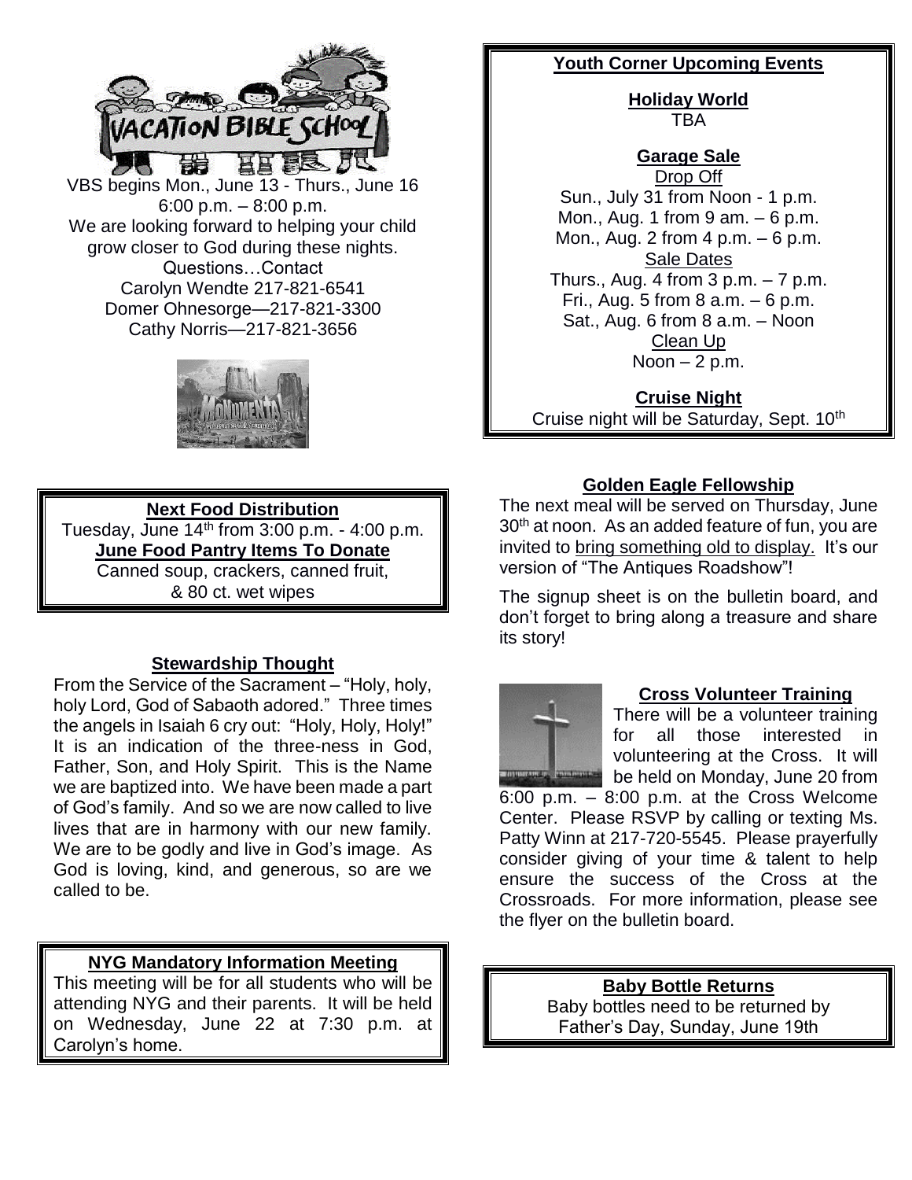VBS begins Mon., June 13 - Thurs., June 16
6:00 p.m. – 8:00 p.m.
We are looking forward to helping your child grow closer to God during these nights.
Questions…Contact
Carolyn Wendte 217-821-6541
Domer Ohnesorge—217-821-3300
Cathy Norris—217-821-3656

### Next Food Distribution

Tuesday, June 14th from 3:00 p.m. - 4:00 p.m.

**June Food Pantry Items To Donate**

Canned soup, crackers, canned fruit, & 80 ct. wet wipes

### Stewardship Thought

From the Service of the Sacrament – "Holy, holy, holy Lord, God of Sabaoth adored." Three times the angels in Isaiah 6 cry out: "Holy, Holy, Holy!" It is an indication of the three-ness in God, Father, Son, and Holy Spirit. This is the Name we are baptized into. We have been made a part of God's family. And so we are now called to live lives that are in harmony with our new family. We are to be godly and live in God's image. As God is loving, kind, and generous, so are we called to be.

### NYG Mandatory Information Meeting

This meeting will be for all students who will be attending NYG and their parents. It will be held on Wednesday, June 22 at 7:30 p.m. at Carolyn's home.

### Youth Corner Upcoming Events

**Holiday World**
TBA

**Garage Sale**

Drop Off
Sun., July 31 from Noon - 1 p.m.
Mon., Aug. 1 from 9 am. – 6 p.m.
Mon., Aug. 2 from 4 p.m. – 6 p.m.

Sale Dates
Thurs., Aug. 4 from 3 p.m. – 7 p.m.
Fri., Aug. 5 from 8 a.m. – 6 p.m.
Sat., Aug. 6 from 8 a.m. – Noon

Clean Up
Noon – 2 p.m.

**Cruise Night**
Cruise night will be Saturday, Sept. 10th

### Golden Eagle Fellowship

The next meal will be served on Thursday, June 30th at noon. As an added feature of fun, you are invited to bring something old to display. It's our version of "The Antiques Roadshow"!

The signup sheet is on the bulletin board, and don't forget to bring along a treasure and share its story!

### Cross Volunteer Training

There will be a volunteer training for all those interested in volunteering at the Cross. It will be held on Monday, June 20 from 6:00 p.m. – 8:00 p.m. at the Cross Welcome Center. Please RSVP by calling or texting Ms. Patty Winn at 217-720-5545. Please prayerfully consider giving of your time & talent to help ensure the success of the Cross at the Crossroads. For more information, please see the flyer on the bulletin board.

### Baby Bottle Returns

Baby bottles need to be returned by Father's Day, Sunday, June 19th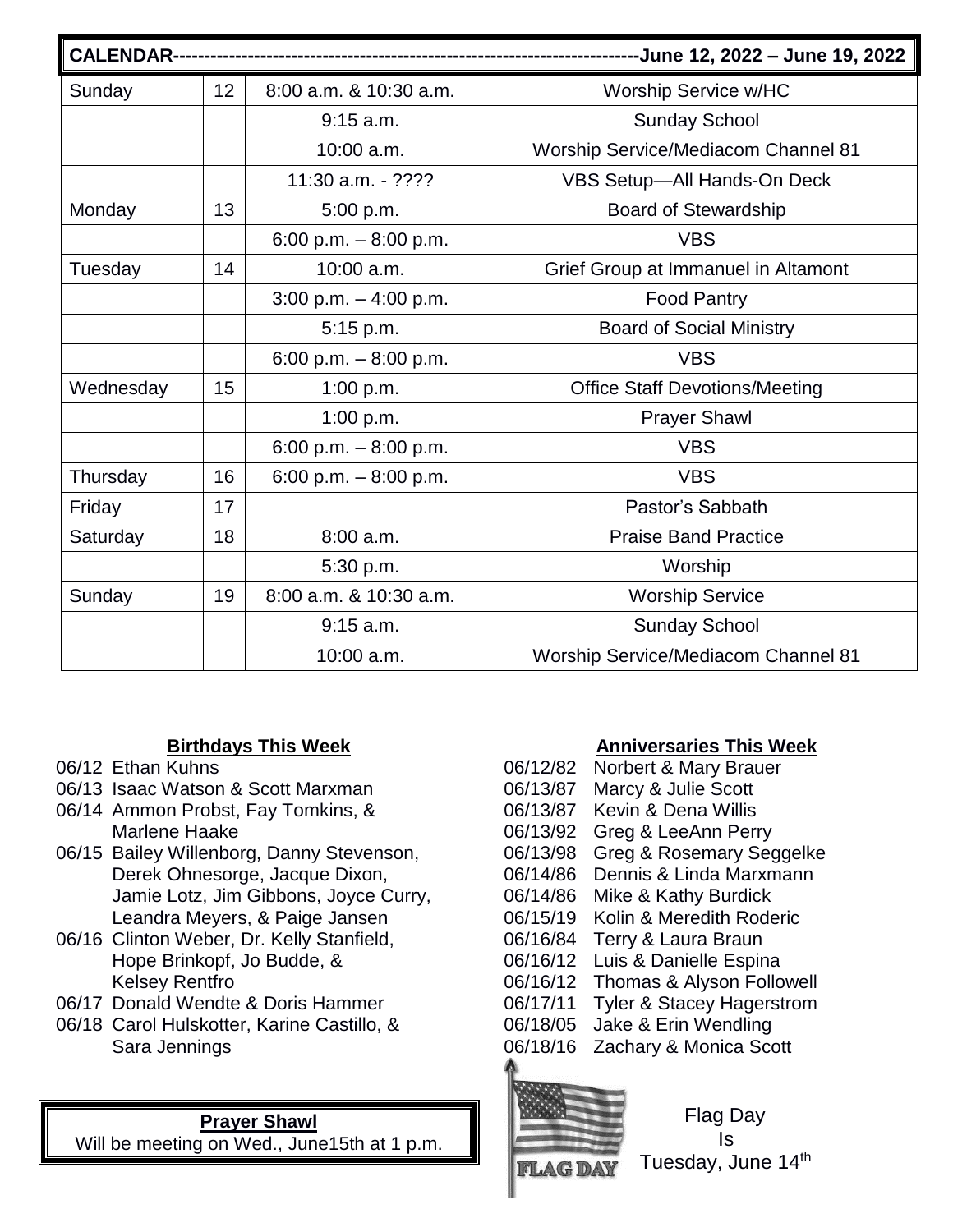**CALENDAR-------------------------------------------------------------------------June 12, 2022 – June 19, 2022**

| | | | |
|---|---|---|---|
| Sunday | 12 | 8:00 a.m. & 10:30 a.m. | Worship Service w/HC |
| | | 9:15 a.m. | Sunday School |
| | | 10:00 a.m. | Worship Service/Mediacom Channel 81 |
| | | 11:30 a.m. - ???? | VBS Setup—All Hands-On Deck |
| Monday | 13 | 5:00 p.m. | Board of Stewardship |
| | | 6:00 p.m. – 8:00 p.m. | VBS |
| Tuesday | 14 | 10:00 a.m. | Grief Group at Immanuel in Altamont |
| | | 3:00 p.m. – 4:00 p.m. | Food Pantry |
| | | 5:15 p.m. | Board of Social Ministry |
| | | 6:00 p.m. – 8:00 p.m. | VBS |
| Wednesday | 15 | 1:00 p.m. | Office Staff Devotions/Meeting |
| | | 1:00 p.m. | Prayer Shawl |
| | | 6:00 p.m. – 8:00 p.m. | VBS |
| Thursday | 16 | 6:00 p.m. – 8:00 p.m. | VBS |
| Friday | 17 | | Pastor's Sabbath |
| Saturday | 18 | 8:00 a.m. | Praise Band Practice |
| | | 5:30 p.m. | Worship |
| Sunday | 19 | 8:00 a.m. & 10:30 a.m. | Worship Service |
| | | 9:15 a.m. | Sunday School |
| | | 10:00 a.m. | Worship Service/Mediacom Channel 81 |

**Birthdays This Week**

06/12 Ethan Kuhns
06/13 Isaac Watson & Scott Marxman
06/14 Ammon Probst, Fay Tomkins, & Marlene Haake
06/15 Bailey Willenborg, Danny Stevenson, Derek Ohnesorge, Jacque Dixon, Jamie Lotz, Jim Gibbons, Joyce Curry, Leandra Meyers, & Paige Jansen
06/16 Clinton Weber, Dr. Kelly Stanfield, Hope Brinkopf, Jo Budde, & Kelsey Rentfro
06/17 Donald Wendte & Doris Hammer
06/18 Carol Hulskotter, Karine Castillo, & Sara Jennings

**Anniversaries This Week**

06/12/82 Norbert & Mary Brauer
06/13/87 Marcy & Julie Scott
06/13/87 Kevin & Dena Willis
06/13/92 Greg & LeeAnn Perry
06/13/98 Greg & Rosemary Seggelke
06/14/86 Dennis & Linda Marxmann
06/14/86 Mike & Kathy Burdick
06/15/19 Kolin & Meredith Roderic
06/16/84 Terry & Laura Braun
06/16/12 Luis & Danielle Espina
06/16/12 Thomas & Alyson Followell
06/17/11 Tyler & Stacey Hagerstrom
06/18/05 Jake & Erin Wendling
06/18/16 Zachary & Monica Scott

**Prayer Shawl**
Will be meeting on Wed., June15th at 1 p.m.

FLAG DAY

Flag Day
Is
Tuesday, June 14th